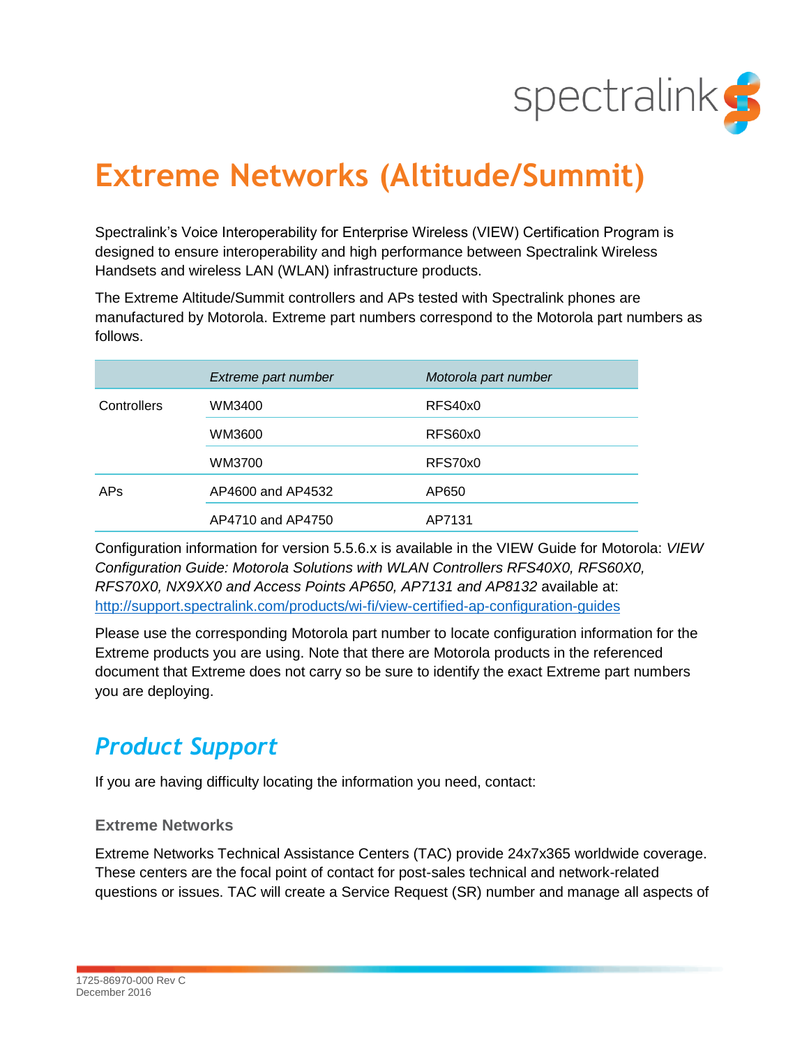# Extreme Networks (Altitude/Summit)

Spectralink's Voice Interoperability for Enterprise Wireless (VIEW) Certification Program is designed to ensure interoperability and high performance between Spectralink Wireless Handsets and wireless LAN (WLAN) infrastructure products.

The Extreme Altitude/Summit controllers and APs tested with Spectralink phones are manufactured by Motorola. Extreme part numbers correspond to the Motorola part numbers as follows.

| | *Extreme part number* | *Motorola part number* |
|---|---|---|
| Controllers | WM3400 | RFS40x0 |
| | WM3600 | RFS60x0 |
| | WM3700 | RFS70x0 |
| APs | AP4600 and AP4532 | AP650 |
| | AP4710 and AP4750 | AP7131 |

Configuration information for version 5.5.6.x is available in the VIEW Guide for Motorola: *VIEW Configuration Guide: Motorola Solutions with WLAN Controllers RFS40X0, RFS60X0, RFS70X0, NX9XX0 and Access Points AP650, AP7131 and AP8132* available at: http://support.spectralink.com/products/wi-fi/view-certified-ap-configuration-guides

Please use the corresponding Motorola part number to locate configuration information for the Extreme products you are using. Note that there are Motorola products in the referenced document that Extreme does not carry so be sure to identify the exact Extreme part numbers you are deploying.

## *Product Support*

If you are having difficulty locating the information you need, contact:

### Extreme Networks

Extreme Networks Technical Assistance Centers (TAC) provide 24x7x365 worldwide coverage. These centers are the focal point of contact for post-sales technical and network-related questions or issues. TAC will create a Service Request (SR) number and manage all aspects of

1725-86970-000 Rev C
December 2016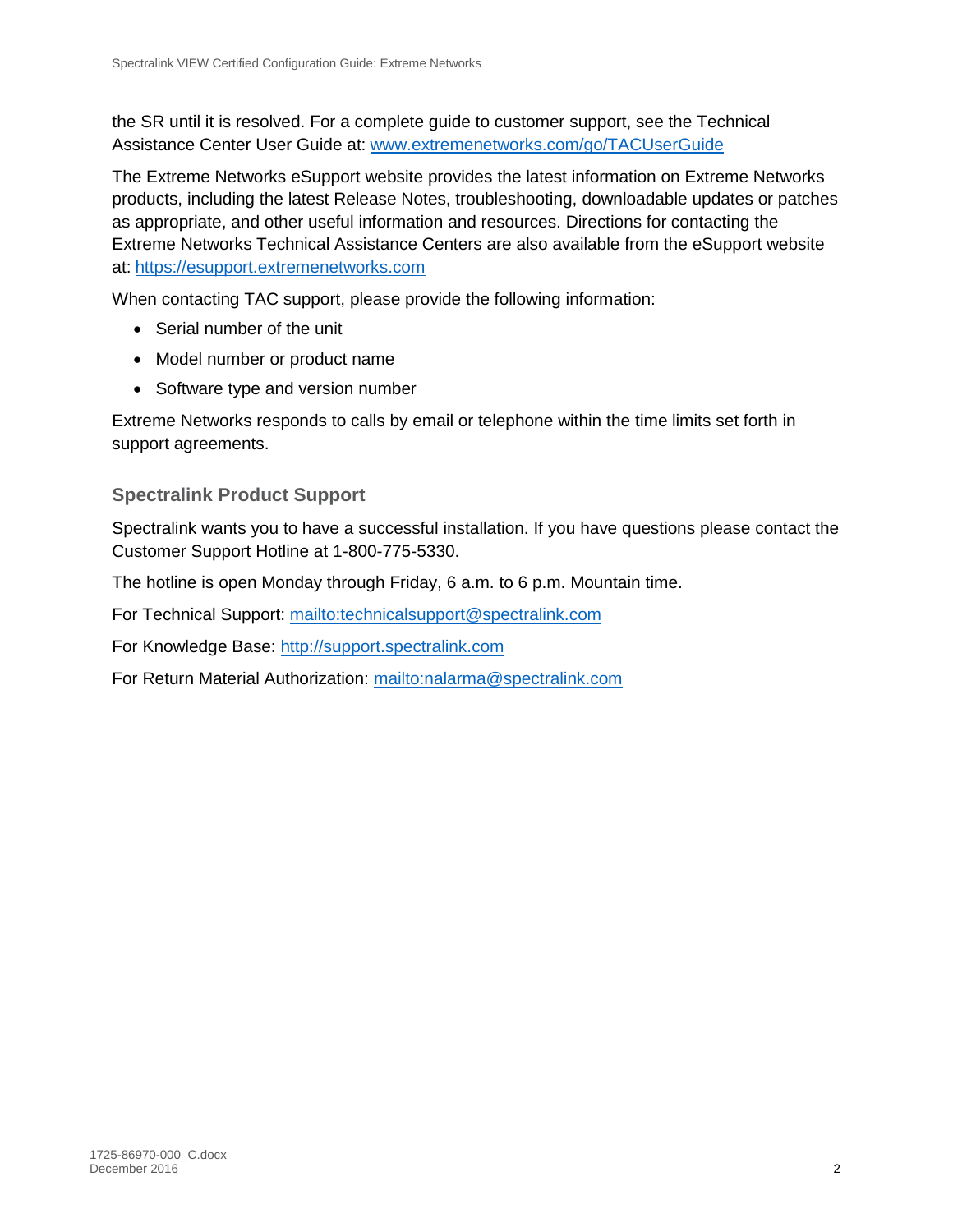the SR until it is resolved. For a complete guide to customer support, see the Technical Assistance Center User Guide at: [www.extremenetworks.com/go/TACUserGuide](www.extremenetworks.com/go/TACUserGuide)

The Extreme Networks eSupport website provides the latest information on Extreme Networks products, including the latest Release Notes, troubleshooting, downloadable updates or patches as appropriate, and other useful information and resources. Directions for contacting the Extreme Networks Technical Assistance Centers are also available from the eSupport website at: [https://esupport.extremenetworks.com](https://esupport.extremenetworks.com)

When contacting TAC support, please provide the following information:

- Serial number of the unit
- Model number or product name
- Software type and version number

Extreme Networks responds to calls by email or telephone within the time limits set forth in support agreements.

### Spectralink Product Support

Spectralink wants you to have a successful installation. If you have questions please contact the Customer Support Hotline at 1-800-775-5330.

The hotline is open Monday through Friday, 6 a.m. to 6 p.m. Mountain time.

For Technical Support: [mailto:technicalsupport@spectralink.com](mailto:technicalsupport@spectralink.com)

For Knowledge Base: [http://support.spectralink.com](http://support.spectralink.com)

For Return Material Authorization: [mailto:nalarma@spectralink.com](mailto:nalarma@spectralink.com)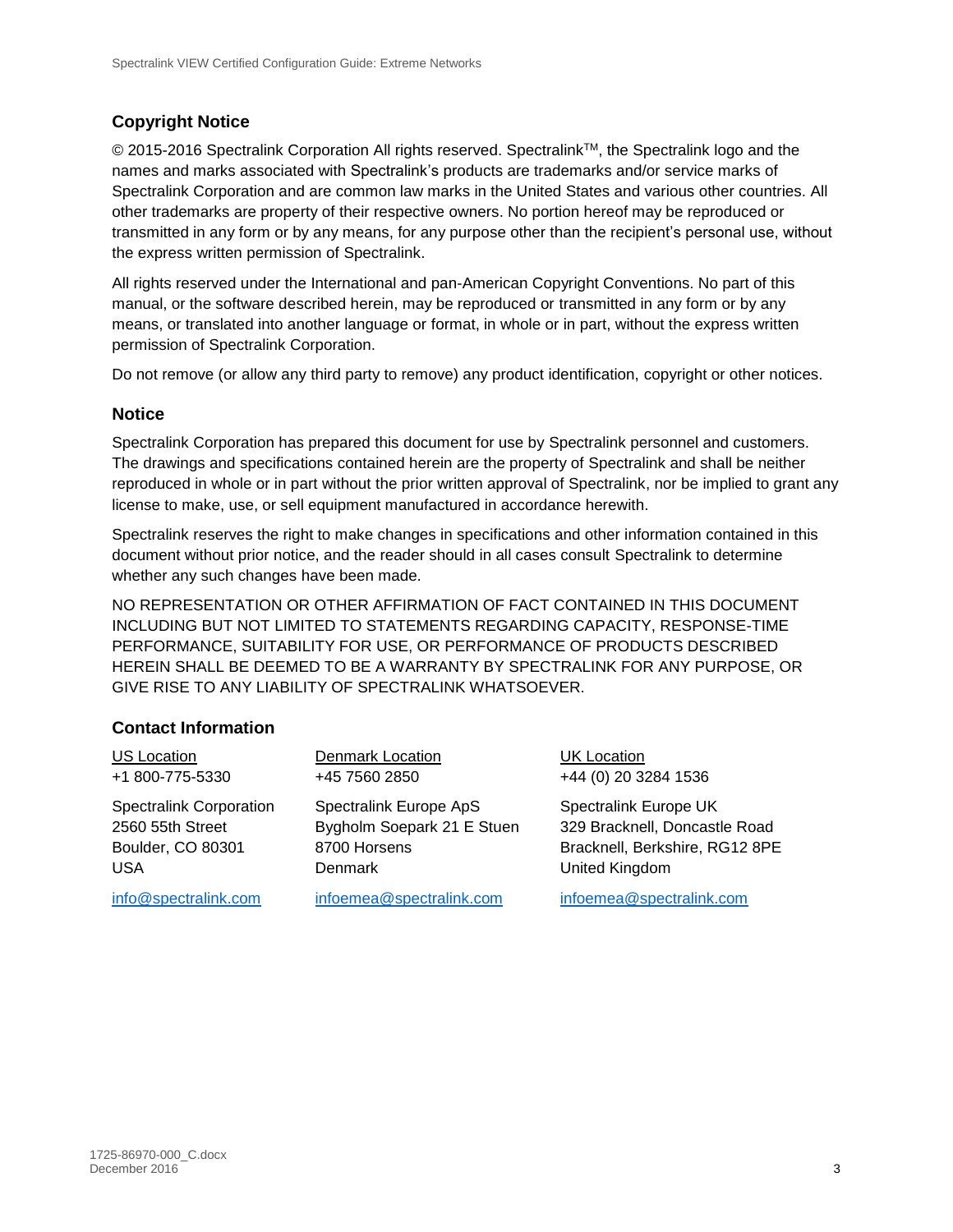## Copyright Notice

© 2015-2016 Spectralink Corporation All rights reserved. Spectralink™, the Spectralink logo and the names and marks associated with Spectralink's products are trademarks and/or service marks of Spectralink Corporation and are common law marks in the United States and various other countries. All other trademarks are property of their respective owners. No portion hereof may be reproduced or transmitted in any form or by any means, for any purpose other than the recipient's personal use, without the express written permission of Spectralink.

All rights reserved under the International and pan-American Copyright Conventions. No part of this manual, or the software described herein, may be reproduced or transmitted in any form or by any means, or translated into another language or format, in whole or in part, without the express written permission of Spectralink Corporation.

Do not remove (or allow any third party to remove) any product identification, copyright or other notices.

## Notice

Spectralink Corporation has prepared this document for use by Spectralink personnel and customers. The drawings and specifications contained herein are the property of Spectralink and shall be neither reproduced in whole or in part without the prior written approval of Spectralink, nor be implied to grant any license to make, use, or sell equipment manufactured in accordance herewith.

Spectralink reserves the right to make changes in specifications and other information contained in this document without prior notice, and the reader should in all cases consult Spectralink to determine whether any such changes have been made.

NO REPRESENTATION OR OTHER AFFIRMATION OF FACT CONTAINED IN THIS DOCUMENT INCLUDING BUT NOT LIMITED TO STATEMENTS REGARDING CAPACITY, RESPONSE-TIME PERFORMANCE, SUITABILITY FOR USE, OR PERFORMANCE OF PRODUCTS DESCRIBED HEREIN SHALL BE DEEMED TO BE A WARRANTY BY SPECTRALINK FOR ANY PURPOSE, OR GIVE RISE TO ANY LIABILITY OF SPECTRALINK WHATSOEVER.

## Contact Information

US Location
+1 800-775-5330

Spectralink Corporation
2560 55th Street
Boulder, CO 80301
USA

info@spectralink.com

Denmark Location
+45 7560 2850

Spectralink Europe ApS
Bygholm Soepark 21 E Stuen
8700 Horsens
Denmark

infoemea@spectralink.com

UK Location
+44 (0) 20 3284 1536

Spectralink Europe UK
329 Bracknell, Doncastle Road
Bracknell, Berkshire, RG12 8PE
United Kingdom

infoemea@spectralink.com